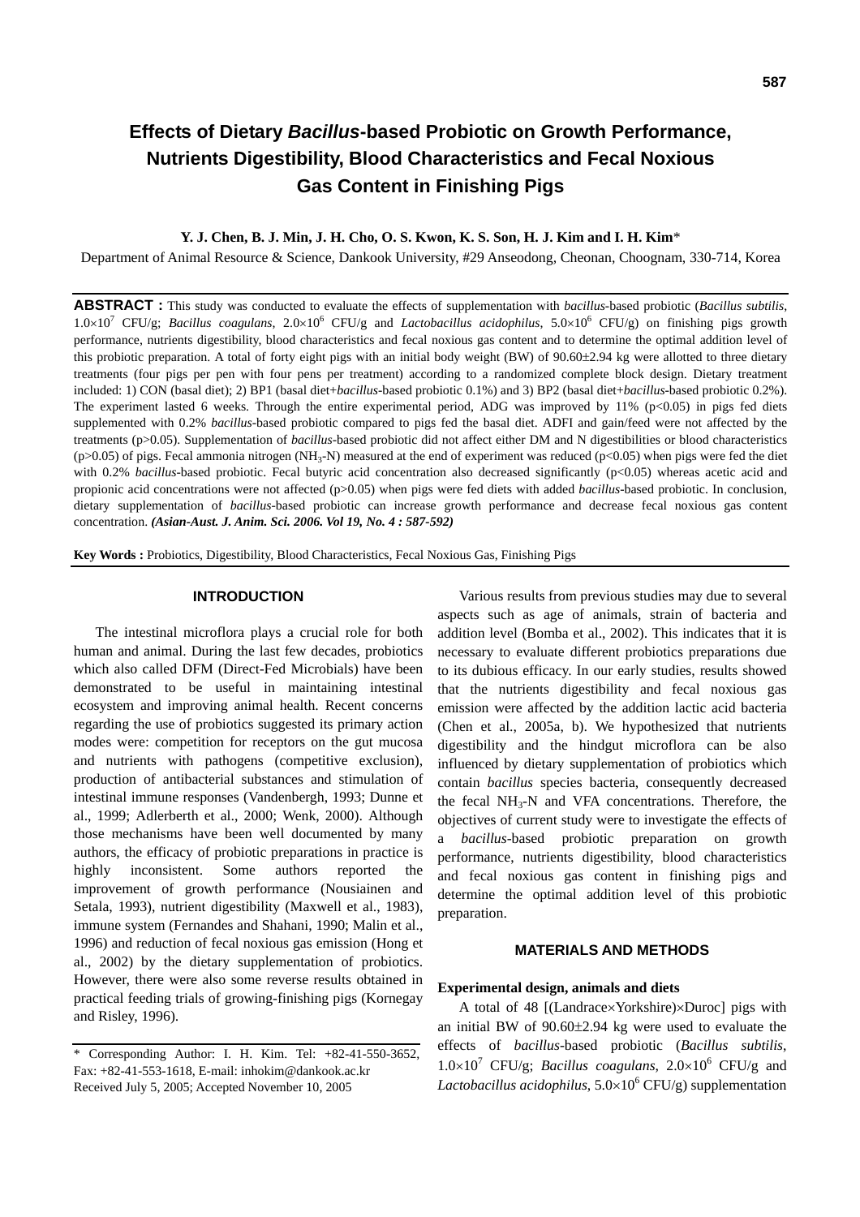# Effects of Dietary *Bacillus*-based Probiotic on Growth Performance, Nutrients Digestibility, Blood Characteristics and Fecal Noxious Gas Content in Finishing Pigs

**Y. J. Chen, B. J. Min, J. H. Cho, O. S. Kwon, K. S. Son, H. J. Kim and I. H. Kim***

Department of Animal Resource & Science, Dankook University, #29 Anseodong, Cheonan, Choognam, 330-714, Korea

**ABSTRACT :** This study was conducted to evaluate the effects of supplementation with *bacillus*-based probiotic (*Bacillus subtilis*, $1.0\times10^7$ CFU/g; *Bacillus coagulans*, $2.0\times10^6$ CFU/g and *Lactobacillus acidophilus*, $5.0\times10^6$ CFU/g) on finishing pigs growth performance, nutrients digestibility, blood characteristics and fecal noxious gas content and to determine the optimal addition level of this probiotic preparation. A total of forty eight pigs with an initial body weight (BW) of 90.60±2.94 kg were allotted to three dietary treatments (four pigs per pen with four pens per treatment) according to a randomized complete block design. Dietary treatment included: 1) CON (basal diet); 2) BP1 (basal diet+*bacillus*-based probiotic 0.1%) and 3) BP2 (basal diet+*bacillus*-based probiotic 0.2%). The experiment lasted 6 weeks. Through the entire experimental period, ADG was improved by 11% ($p<0.05$) in pigs fed diets supplemented with 0.2% *bacillus*-based probiotic compared to pigs fed the basal diet. ADFI and gain/feed were not affected by the treatments ($p>0.05$). Supplementation of *bacillus*-based probiotic did not affect either DM and N digestibilities or blood characteristics ($p>0.05$) of pigs. Fecal ammonia nitrogen ($NH_3$-N) measured at the end of experiment was reduced ($p<0.05$) when pigs were fed the diet with 0.2% *bacillus*-based probiotic. Fecal butyric acid concentration also decreased significantly ($p<0.05$) whereas acetic acid and propionic acid concentrations were not affected ($p>0.05$) when pigs were fed diets with added *bacillus*-based probiotic. In conclusion, dietary supplementation of *bacillus*-based probiotic can increase growth performance and decrease fecal noxious gas content concentration. ***(Asian-Aust. J. Anim. Sci. 2006. Vol 19, No. 4 : 587-592)***

**Key Words :** Probiotics, Digestibility, Blood Characteristics, Fecal Noxious Gas, Finishing Pigs

## INTRODUCTION

The intestinal microflora plays a crucial role for both human and animal. During the last few decades, probiotics which also called DFM (Direct-Fed Microbials) have been demonstrated to be useful in maintaining intestinal ecosystem and improving animal health. Recent concerns regarding the use of probiotics suggested its primary action modes were: competition for receptors on the gut mucosa and nutrients with pathogens (competitive exclusion), production of antibacterial substances and stimulation of intestinal immune responses (Vandenbergh, 1993; Dunne et al., 1999; Adlerberth et al., 2000; Wenk, 2000). Although those mechanisms have been well documented by many authors, the efficacy of probiotic preparations in practice is highly inconsistent. Some authors reported the improvement of growth performance (Nousiainen and Setala, 1993), nutrient digestibility (Maxwell et al., 1983), immune system (Fernandes and Shahani, 1990; Malin et al., 1996) and reduction of fecal noxious gas emission (Hong et al., 2002) by the dietary supplementation of probiotics. However, there were also some reverse results obtained in practical feeding trials of growing-finishing pigs (Kornegay and Risley, 1996).

Various results from previous studies may due to several aspects such as age of animals, strain of bacteria and addition level (Bomba et al., 2002). This indicates that it is necessary to evaluate different probiotics preparations due to its dubious efficacy. In our early studies, results showed that the nutrients digestibility and fecal noxious gas emission were affected by the addition lactic acid bacteria (Chen et al., 2005a, b). We hypothesized that nutrients digestibility and the hindgut microflora can be also influenced by dietary supplementation of probiotics which contain *bacillus* species bacteria, consequently decreased the fecal $NH_3$-N and VFA concentrations. Therefore, the objectives of current study were to investigate the effects of a *bacillus*-based probiotic preparation on growth performance, nutrients digestibility, blood characteristics and fecal noxious gas content in finishing pigs and determine the optimal addition level of this probiotic preparation.

## MATERIALS AND METHODS

### Experimental design, animals and diets

A total of 48 [(Landrace×Yorkshire)×Duroc] pigs with an initial BW of 90.60±2.94 kg were used to evaluate the effects of *bacillus*-based probiotic (*Bacillus subtilis*, $1.0\times10^7$ CFU/g; *Bacillus coagulans*, $2.0\times10^6$ CFU/g and *Lactobacillus acidophilus*, $5.0\times10^6$ CFU/g) supplementation

\* Corresponding Author: I. H. Kim. Tel: +82-41-550-3652, Fax: +82-41-553-1618, E-mail: inhokim@dankook.ac.kr
Received July 5, 2005; Accepted November 10, 2005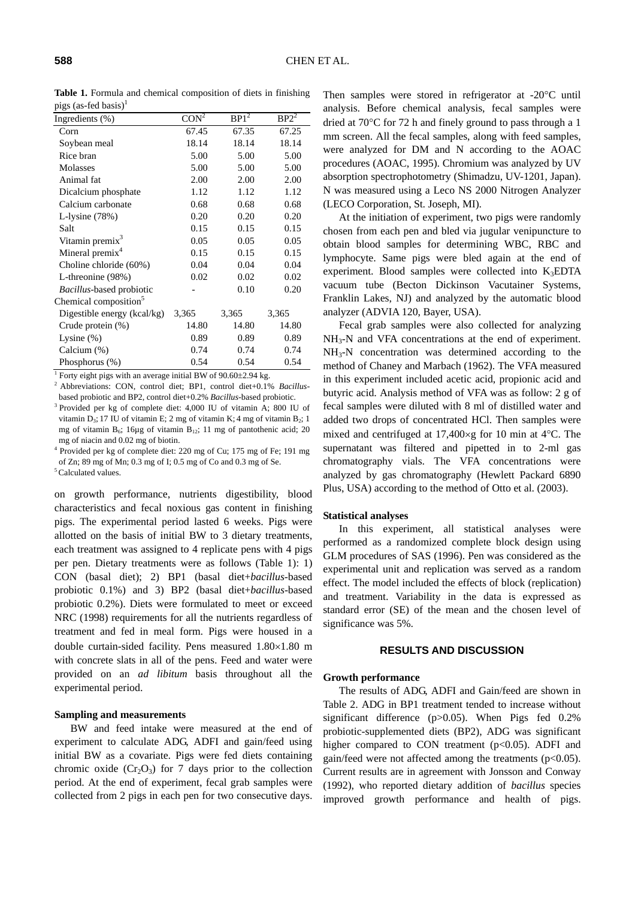**Table 1.** Formula and chemical composition of diets in finishing pigs (as-fed basis)[1]

| Ingredients (%) | CON[2] | BP1[2] | BP2[2] |
|---|---|---|---|
| Corn | 67.45 | 67.35 | 67.25 |
| Soybean meal | 18.14 | 18.14 | 18.14 |
| Rice bran | 5.00 | 5.00 | 5.00 |
| Molasses | 5.00 | 5.00 | 5.00 |
| Animal fat | 2.00 | 2.00 | 2.00 |
| Dicalcium phosphate | 1.12 | 1.12 | 1.12 |
| Calcium carbonate | 0.68 | 0.68 | 0.68 |
| L-lysine (78%) | 0.20 | 0.20 | 0.20 |
| Salt | 0.15 | 0.15 | 0.15 |
| Vitamin premix[3] | 0.05 | 0.05 | 0.05 |
| Mineral premix[4] | 0.15 | 0.15 | 0.15 |
| Choline chloride (60%) | 0.04 | 0.04 | 0.04 |
| L-threonine (98%) | 0.02 | 0.02 | 0.02 |
| *Bacillus*-based probiotic | - | 0.10 | 0.20 |
| Chemical composition[5] | | | |
| Digestible energy (kcal/kg) | 3,365 | 3,365 | 3,365 |
| Crude protein (%) | 14.80 | 14.80 | 14.80 |
| Lysine (%) | 0.89 | 0.89 | 0.89 |
| Calcium (%) | 0.74 | 0.74 | 0.74 |
| Phosphorus (%) | 0.54 | 0.54 | 0.54 |

[1] Forty eight pigs with an average initial BW of 90.60±2.94 kg.

[2] Abbreviations: CON, control diet; BP1, control diet+0.1% *Bacillus*-based probiotic and BP2, control diet+0.2% *Bacillus*-based probiotic.

[3] Provided per kg of complete diet: 4,000 IU of vitamin A; 800 IU of vitamin $D_3$; 17 IU of vitamin E; 2 mg of vitamin K; 4 mg of vitamin $B_2$; 1 mg of vitamin $B_6$; 16μg of vitamin $B_{12}$; 11 mg of pantothenic acid; 20 mg of niacin and 0.02 mg of biotin.

[4] Provided per kg of complete diet: 220 mg of Cu; 175 mg of Fe; 191 mg of Zn; 89 mg of Mn; 0.3 mg of I; 0.5 mg of Co and 0.3 mg of Se.

[5] Calculated values.

on growth performance, nutrients digestibility, blood characteristics and fecal noxious gas content in finishing pigs. The experimental period lasted 6 weeks. Pigs were allotted on the basis of initial BW to 3 dietary treatments, each treatment was assigned to 4 replicate pens with 4 pigs per pen. Dietary treatments were as follows (Table 1): 1) CON (basal diet); 2) BP1 (basal diet+*bacillus*-based probiotic 0.1%) and 3) BP2 (basal diet+*bacillus*-based probiotic 0.2%). Diets were formulated to meet or exceed NRC (1998) requirements for all the nutrients regardless of treatment and fed in meal form. Pigs were housed in a double curtain-sided facility. Pens measured 1.80×1.80 m with concrete slats in all of the pens. Feed and water were provided on an *ad libitum* basis throughout all the experimental period.

### Sampling and measurements

BW and feed intake were measured at the end of experiment to calculate ADG, ADFI and gain/feed using initial BW as a covariate. Pigs were fed diets containing chromic oxide ($Cr_2O_3$) for 7 days prior to the collection period. At the end of experiment, fecal grab samples were collected from 2 pigs in each pen for two consecutive days. Then samples were stored in refrigerator at -20°C until analysis. Before chemical analysis, fecal samples were dried at 70°C for 72 h and finely ground to pass through a 1 mm screen. All the fecal samples, along with feed samples, were analyzed for DM and N according to the AOAC procedures (AOAC, 1995). Chromium was analyzed by UV absorption spectrophotometry (Shimadzu, UV-1201, Japan). N was measured using a Leco NS 2000 Nitrogen Analyzer (LECO Corporation, St. Joseph, MI).

At the initiation of experiment, two pigs were randomly chosen from each pen and bled via jugular venipuncture to obtain blood samples for determining WBC, RBC and lymphocyte. Same pigs were bled again at the end of experiment. Blood samples were collected into $K_3$EDTA vacuum tube (Becton Dickinson Vacutainer Systems, Franklin Lakes, NJ) and analyzed by the automatic blood analyzer (ADVIA 120, Bayer, USA).

Fecal grab samples were also collected for analyzing $NH_3$-N and VFA concentrations at the end of experiment. $NH_3$-N concentration was determined according to the method of Chaney and Marbach (1962). The VFA measured in this experiment included acetic acid, propionic acid and butyric acid. Analysis method of VFA was as follow: 2 g of fecal samples were diluted with 8 ml of distilled water and added two drops of concentrated HCl. Then samples were mixed and centrifuged at 17,400×g for 10 min at 4°C. The supernatant was filtered and pipetted in to 2-ml gas chromatography vials. The VFA concentrations were analyzed by gas chromatography (Hewlett Packard 6890 Plus, USA) according to the method of Otto et al. (2003).

### Statistical analyses

In this experiment, all statistical analyses were performed as a randomized complete block design using GLM procedures of SAS (1996). Pen was considered as the experimental unit and replication was served as a random effect. The model included the effects of block (replication) and treatment. Variability in the data is expressed as standard error (SE) of the mean and the chosen level of significance was 5%.

## RESULTS AND DISCUSSION

### Growth performance

The results of ADG, ADFI and Gain/feed are shown in Table 2. ADG in BP1 treatment tended to increase without significant difference ($p>0.05$). When Pigs fed 0.2% probiotic-supplemented diets (BP2), ADG was significant higher compared to CON treatment ($p<0.05$). ADFI and gain/feed were not affected among the treatments ($p<0.05$). Current results are in agreement with Jonsson and Conway (1992), who reported dietary addition of *bacillus* species improved growth performance and health of pigs.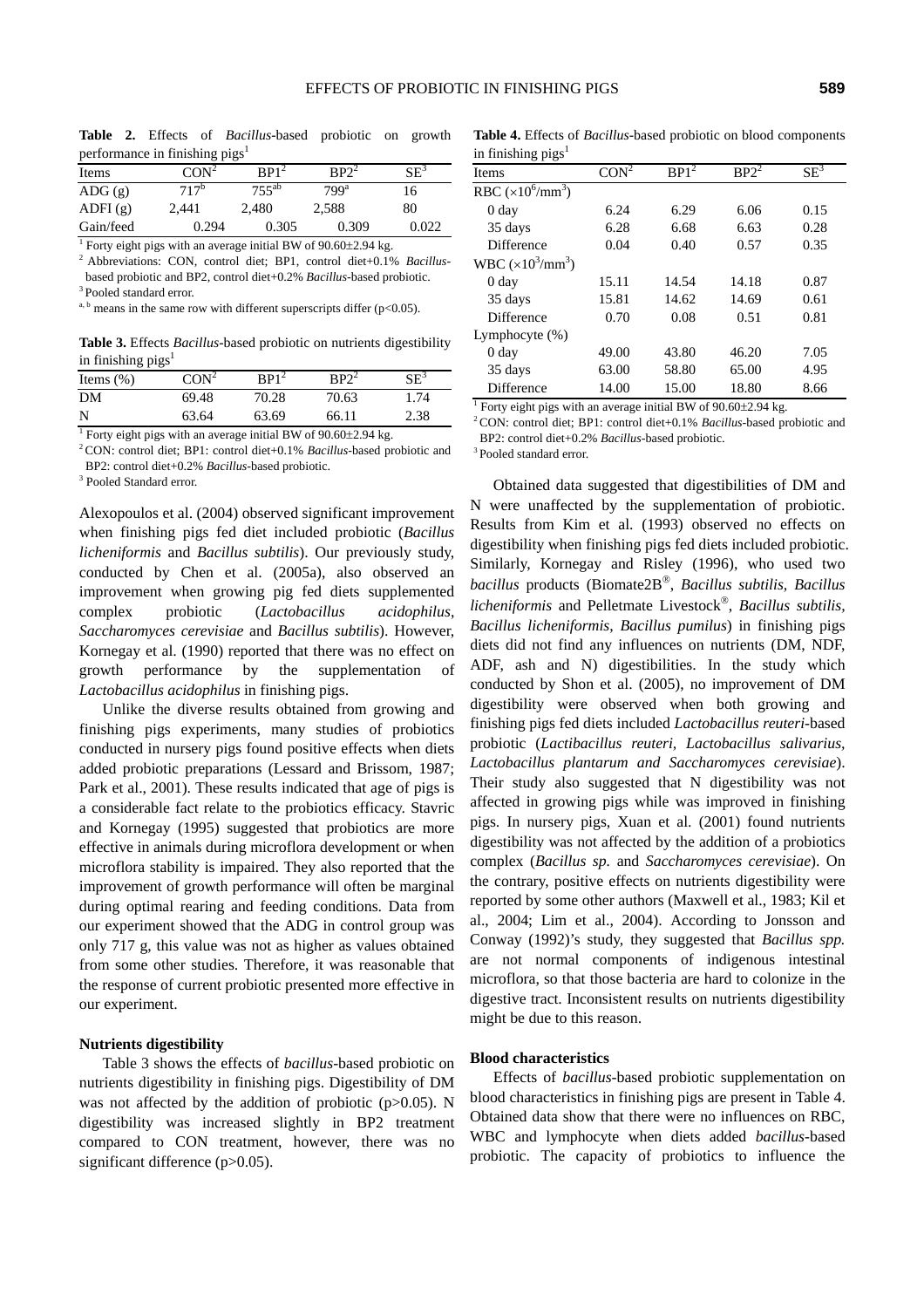**Table 2.** Effects of *Bacillus*-based probiotic on growth performance in finishing pigs[1]

| Items | CON[2] | BP1[2] | BP2[2] | SE[3] |
|---|---|---|---|---|
| ADG (g) | 717[b] | 755[ab] | 799[a] | 16 |
| ADFI (g) | 2,441 | 2,480 | 2,588 | 80 |
| Gain/feed | 0.294 | 0.305 | 0.309 | 0.022 |

[1] Forty eight pigs with an average initial BW of 90.60±2.94 kg.
[2] Abbreviations: CON, control diet; BP1, control diet+0.1% *Bacillus*-based probiotic and BP2, control diet+0.2% *Bacillus*-based probiotic.
[3] Pooled standard error.
[a, b] means in the same row with different superscripts differ ($p<0.05$).

**Table 3.** Effects *Bacillus*-based probiotic on nutrients digestibility in finishing pigs[1]

| Items (%) | CON[2] | BP1[2] | BP2[2] | SE[3] |
|---|---|---|---|---|
| DM | 69.48 | 70.28 | 70.63 | 1.74 |
| N | 63.64 | 63.69 | 66.11 | 2.38 |

[1] Forty eight pigs with an average initial BW of 90.60±2.94 kg.
[2] CON: control diet; BP1: control diet+0.1% *Bacillus*-based probiotic and BP2: control diet+0.2% *Bacillus*-based probiotic.
[3] Pooled Standard error.

Alexopoulos et al. (2004) observed significant improvement when finishing pigs fed diet included probiotic (*Bacillus licheniformis* and *Bacillus subtilis*). Our previously study, conducted by Chen et al. (2005a), also observed an improvement when growing pig fed diets supplemented complex probiotic (*Lactobacillus acidophilus*, *Saccharomyces cerevisiae* and *Bacillus subtilis*). However, Kornegay et al. (1990) reported that there was no effect on growth performance by the supplementation of *Lactobacillus acidophilus* in finishing pigs.

Unlike the diverse results obtained from growing and finishing pigs experiments, many studies of probiotics conducted in nursery pigs found positive effects when diets added probiotic preparations (Lessard and Brissom, 1987; Park et al., 2001). These results indicated that age of pigs is a considerable fact relate to the probiotics efficacy. Stavric and Kornegay (1995) suggested that probiotics are more effective in animals during microflora development or when microflora stability is impaired. They also reported that the improvement of growth performance will often be marginal during optimal rearing and feeding conditions. Data from our experiment showed that the ADG in control group was only 717 g, this value was not as higher as values obtained from some other studies. Therefore, it was reasonable that the response of current probiotic presented more effective in our experiment.

#### Nutrients digestibility

Table 3 shows the effects of *bacillus*-based probiotic on nutrients digestibility in finishing pigs. Digestibility of DM was not affected by the addition of probiotic ($p>0.05$). N digestibility was increased slightly in BP2 treatment compared to CON treatment, however, there was no significant difference ($p>0.05$).

**Table 4.** Effects of *Bacillus*-based probiotic on blood components in finishing pigs[1]

| Items | CON[2] | BP1[2] | BP2[2] | SE[3] |
|---|---|---|---|---|
| RBC ($\times10^6$/mm$^3$) | | | | |
| 0 day | 6.24 | 6.29 | 6.06 | 0.15 |
| 35 days | 6.28 | 6.68 | 6.63 | 0.28 |
| Difference | 0.04 | 0.40 | 0.57 | 0.35 |
| WBC ($\times10^3$/mm$^3$) | | | | |
| 0 day | 15.11 | 14.54 | 14.18 | 0.87 |
| 35 days | 15.81 | 14.62 | 14.69 | 0.61 |
| Difference | 0.70 | 0.08 | 0.51 | 0.81 |
| Lymphocyte (%) | | | | |
| 0 day | 49.00 | 43.80 | 46.20 | 7.05 |
| 35 days | 63.00 | 58.80 | 65.00 | 4.95 |
| Difference | 14.00 | 15.00 | 18.80 | 8.66 |

[1] Forty eight pigs with an average initial BW of 90.60±2.94 kg.
[2] CON: control diet; BP1: control diet+0.1% *Bacillus*-based probiotic and BP2: control diet+0.2% *Bacillus*-based probiotic.
[3] Pooled standard error.

Obtained data suggested that digestibilities of DM and N were unaffected by the supplementation of probiotic. Results from Kim et al. (1993) observed no effects on digestibility when finishing pigs fed diets included probiotic. Similarly, Kornegay and Risley (1996), who used two *bacillus* products (Biomate2B®, *Bacillus subtilis, Bacillus licheniformis* and Pelletmate Livestock®, *Bacillus subtilis, Bacillus licheniformis, Bacillus pumilus*) in finishing pigs diets did not find any influences on nutrients (DM, NDF, ADF, ash and N) digestibilities. In the study which conducted by Shon et al. (2005), no improvement of DM digestibility were observed when both growing and finishing pigs fed diets included *Lactobacillus reuteri*-based probiotic (*Lactibacillus reuteri, Lactobacillus salivarius, Lactobacillus plantarum and Saccharomyces cerevisiae*). Their study also suggested that N digestibility was not affected in growing pigs while was improved in finishing pigs. In nursery pigs, Xuan et al. (2001) found nutrients digestibility was not affected by the addition of a probiotics complex (*Bacillus sp.* and *Saccharomyces cerevisiae*). On the contrary, positive effects on nutrients digestibility were reported by some other authors (Maxwell et al., 1983; Kil et al., 2004; Lim et al., 2004). According to Jonsson and Conway (1992)'s study, they suggested that *Bacillus spp.* are not normal components of indigenous intestinal microflora, so that those bacteria are hard to colonize in the digestive tract. Inconsistent results on nutrients digestibility might be due to this reason.

#### Blood characteristics

Effects of *bacillus*-based probiotic supplementation on blood characteristics in finishing pigs are present in Table 4. Obtained data show that there were no influences on RBC, WBC and lymphocyte when diets added *bacillus*-based probiotic. The capacity of probiotics to influence the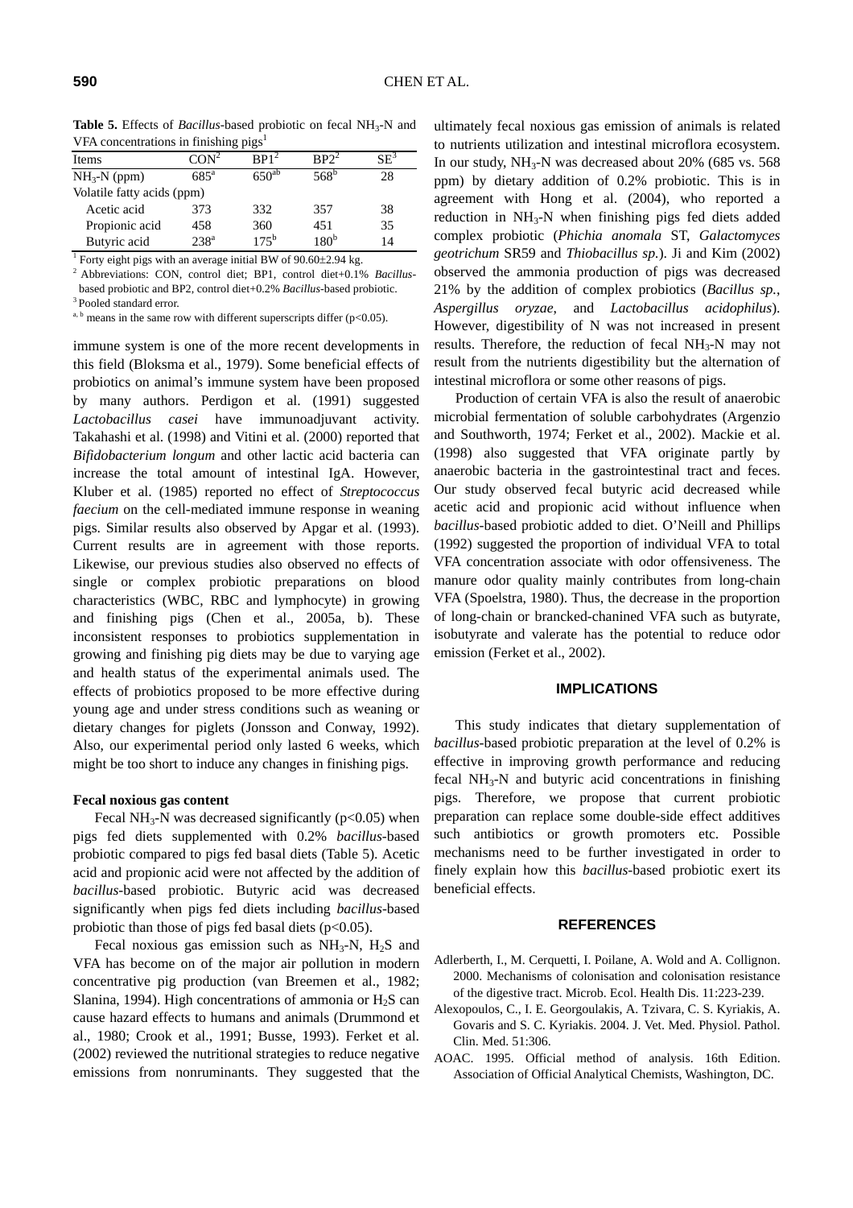**Table 5.** Effects of *Bacillus*-based probiotic on fecal $NH_3$-N and VFA concentrations in finishing pigs[1]

| Items | CON[2] | BP1[2] | BP2[2] | SE[3] |
|---|---|---|---|---|
| $NH_3$-N (ppm) | 685[a] | 650[ab] | 568[b] | 28 |
| Volatile fatty acids (ppm) | | | | |
| Acetic acid | 373 | 332 | 357 | 38 |
| Propionic acid | 458 | 360 | 451 | 35 |
| Butyric acid | 238[a] | 175[b] | 180[b] | 14 |

[1] Forty eight pigs with an average initial BW of 90.60±2.94 kg.
[2] Abbreviations: CON, control diet; BP1, control diet+0.1% *Bacillus*-based probiotic and BP2, control diet+0.2% *Bacillus*-based probiotic.
[3] Pooled standard error.
[a, b] means in the same row with different superscripts differ ($p<0.05$).

immune system is one of the more recent developments in this field (Bloksma et al., 1979). Some beneficial effects of probiotics on animal's immune system have been proposed by many authors. Perdigon et al. (1991) suggested *Lactobacillus casei* have immunoadjuvant activity. Takahashi et al. (1998) and Vitini et al. (2000) reported that *Bifidobacterium longum* and other lactic acid bacteria can increase the total amount of intestinal IgA. However, Kluber et al. (1985) reported no effect of *Streptococcus faecium* on the cell-mediated immune response in weaning pigs. Similar results also observed by Apgar et al. (1993). Current results are in agreement with those reports. Likewise, our previous studies also observed no effects of single or complex probiotic preparations on blood characteristics (WBC, RBC and lymphocyte) in growing and finishing pigs (Chen et al., 2005a, b). These inconsistent responses to probiotics supplementation in growing and finishing pig diets may be due to varying age and health status of the experimental animals used. The effects of probiotics proposed to be more effective during young age and under stress conditions such as weaning or dietary changes for piglets (Jonsson and Conway, 1992). Also, our experimental period only lasted 6 weeks, which might be too short to induce any changes in finishing pigs.

**Fecal noxious gas content**

Fecal $NH_3$-N was decreased significantly ($p<0.05$) when pigs fed diets supplemented with 0.2% *bacillus*-based probiotic compared to pigs fed basal diets (Table 5). Acetic acid and propionic acid were not affected by the addition of *bacillus*-based probiotic. Butyric acid was decreased significantly when pigs fed diets including *bacillus*-based probiotic than those of pigs fed basal diets ($p<0.05$).

Fecal noxious gas emission such as $NH_3$-N, $H_2S$ and VFA has become on of the major air pollution in modern concentrative pig production (van Breemen et al., 1982; Slanina, 1994). High concentrations of ammonia or $H_2S$ can cause hazard effects to humans and animals (Drummond et al., 1980; Crook et al., 1991; Busse, 1993). Ferket et al. (2002) reviewed the nutritional strategies to reduce negative emissions from nonruminants. They suggested that the ultimately fecal noxious gas emission of animals is related to nutrients utilization and intestinal microflora ecosystem. In our study, $NH_3$-N was decreased about 20% (685 vs. 568 ppm) by dietary addition of 0.2% probiotic. This is in agreement with Hong et al. (2004), who reported a reduction in $NH_3$-N when finishing pigs fed diets added complex probiotic (*Phichia anomala* ST, *Galactomyces geotrichum* SR59 and *Thiobacillus sp.*). Ji and Kim (2002) observed the ammonia production of pigs was decreased 21% by the addition of complex probiotics (*Bacillus sp.*, *Aspergillus oryzae*, and *Lactobacillus acidophilus*). However, digestibility of N was not increased in present results. Therefore, the reduction of fecal $NH_3$-N may not result from the nutrients digestibility but the alternation of intestinal microflora or some other reasons of pigs.

Production of certain VFA is also the result of anaerobic microbial fermentation of soluble carbohydrates (Argenzio and Southworth, 1974; Ferket et al., 2002). Mackie et al. (1998) also suggested that VFA originate partly by anaerobic bacteria in the gastrointestinal tract and feces. Our study observed fecal butyric acid decreased while acetic acid and propionic acid without influence when *bacillus*-based probiotic added to diet. O'Neill and Phillips (1992) suggested the proportion of individual VFA to total VFA concentration associate with odor offensiveness. The manure odor quality mainly contributes from long-chain VFA (Spoelstra, 1980). Thus, the decrease in the proportion of long-chain or brancked-chanined VFA such as butyrate, isobutyrate and valerate has the potential to reduce odor emission (Ferket et al., 2002).

## IMPLICATIONS

This study indicates that dietary supplementation of *bacillus*-based probiotic preparation at the level of 0.2% is effective in improving growth performance and reducing fecal $NH_3$-N and butyric acid concentrations in finishing pigs. Therefore, we propose that current probiotic preparation can replace some double-side effect additives such antibiotics or growth promoters etc. Possible mechanisms need to be further investigated in order to finely explain how this *bacillus*-based probiotic exert its beneficial effects.

## REFERENCES

Adlerberth, I., M. Cerquetti, I. Poilane, A. Wold and A. Collignon. 2000. Mechanisms of colonisation and colonisation resistance of the digestive tract. Microb. Ecol. Health Dis. 11:223-239.

Alexopoulos, C., I. E. Georgoulakis, A. Tzivara, C. S. Kyriakis, A. Govaris and S. C. Kyriakis. 2004. J. Vet. Med. Physiol. Pathol. Clin. Med. 51:306.

AOAC. 1995. Official method of analysis. 16th Edition. Association of Official Analytical Chemists, Washington, DC.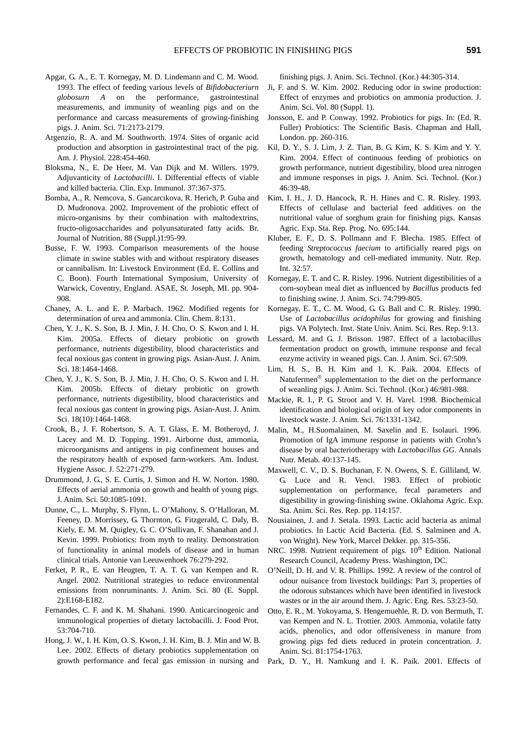Apgar, G. A., E. T. Kornegay, M. D. Lindemann and C. M. Wood. 1993. The effect of feeding various levels of *Bifidobacteriurn globosurn A* on the performance, gastrointestinal measurements, and immunity of weanling pigs and on the performance and carcass measurements of growing-finishing pigs. J. Anim. Sci. 71:2173-2179.

Argenzio, R. A. and M. Southworth. 1974. Sites of organic acid production and absorption in gastrointestinal tract of the pig. Am. J. Physiol. 228:454-460.

Bloksma, N., E. De Heer, M. Van Dijk and M. Willers. 1979. Adjuvanticity of *Lactobacilli*. I. Differential effects of viable and killed bacteria. Clin. Exp. Immunol. 37:367-375.

Bomba, A., R. Nemcova, S. Gancarcıkova, R. Herich, P. Guba and D. Mudronova. 2002. Improvement of the probiotic effect of micro-organisms by their combination with maltodextrins, fructo-oligosaccharides and polyunsaturated fatty acids. Br. Journal of Nutrition. 88 (Suppl.)1:95-99.

Busse, F. W. 1993. Comparison measurements of the house climate in swine stables with and without respiratory diseases or cannibalism. In: Livestock Environment (Ed. E. Collins and C. Boon). Fourth International Symposium, University of Warwick, Coventry, England. ASAE, St. Joseph, MI. pp. 904-908.

Chaney, A. L. and E. P. Marbach. 1962. Modified regents for determination of urea and ammonia. Clin. Chem. 8:131.

Chen, Y. J., K. S. Son, B. J. Min, J. H. Cho, O. S. Kwon and I. H. Kim. 2005a. Effects of dietary probiotic on growth performance, nutrients digestibility, blood characteristics and fecal noxious gas content in growing pigs. Asian-Aust. J. Anim. Sci. 18:1464-1468.

Chen, Y. J., K. S. Son, B. J. Min, J. H. Cho, O. S. Kwon and I. H. Kim. 2005b. Effects of dietary probiotic on growth performance, nutrients digestibility, blood characteristics and fecal noxious gas content in growing pigs. Asian-Aust. J. Anim. Sci. 18(10):1464-1468.

Crook, B., J. F. Robertson, S. A. T. Glass, E. M. Botheroyd, J. Lacey and M. D. Topping. 1991. Airborne dust, ammonia, microorganisms and antigens in pig confinement houses and the respiratory health of exposed farm-workers. Am. Indust. Hygiene Assoc. J. 52:271-279.

Drummond, J. G., S. E. Curtis, J. Simon and H. W. Norton. 1980. Effects of aerial ammonia on growth and health of young pigs. J. Anim. Sci. 50:1085-1091.

Dunne, C., L. Murphy, S. Flynn, L. O'Mahony, S. O'Halloran, M. Feeney, D. Morrissey, G. Thornton, G. Fitzgerald, C. Daly, B. Kiely, E. M. M. Quigley, G. C. O'Sullivan, F. Shanahan and J. Kevin. 1999. Probiotics: from myth to reality. Demonstration of functionality in animal models of disease and in human clinical trials. Antonie van Leeuwenhoek 76:279-292.

Ferket, P. R., E. van Heugten, T. A. T. G. van Kempen and R. Angel. 2002. Nutritional strategies to reduce environmental emissions from nonruminants. J. Anim. Sci. 80 (E. Suppl. 2):E168-E182.

Fernandes, C. F. and K. M. Shahani. 1990. Anticarcinogenic and immunological properties of dietary lactobacilli. J. Food Prot. 53:704-710.

Hong, J. W., I. H. Kim, O. S. Kwon, J. H. Kim, B. J. Min and W. B. Lee. 2002. Effects of dietary probiotics supplementation on growth performance and fecal gas emission in nursing and finishing pigs. J. Anim. Sci. Technol. (Kor.) 44:305-314.

Ji, F. and S. W. Kim. 2002. Reducing odor in swine production: Effect of enzymes and probiotics on ammonia production. J. Anim. Sci. Vol. 80 (Suppl. 1).

Jonsson, E. and P. Conway. 1992. Probiotics for pigs. In: (Ed. R. Fuller) Probiotics: The Scientific Basis. Chapman and Hall, London. pp. 260-316.

Kil, D. Y., S. J. Lim, J. Z. Tian, B. G. Kim, K. S. Kim and Y. Y. Kim. 2004. Effect of continuous feeding of probiotics on growth performance, nutrient digestibility, blood urea nitrogen and immune responses in pigs. J. Anim. Sci. Technol. (Kor.) 46:39-48.

Kim, I. H., J. D. Hancock, R. H. Hines and C. R. Risley. 1993. Effects of cellulase and bacterial feed additives on the nutritional value of sorghum grain for finishing pigs. Kansas Agric. Exp. Sta. Rep. Prog. No. 695:144.

Kluber, E. F., D. S. Pollmann and F. Blecha. 1985. Effect of feeding *Streptococcus faecium* to artificially reared pigs on growth, hematology and cell-mediated immunity. Nutr. Rep. Int. 32:57.

Kornegay, E. T. and C. R. Risley. 1996. Nutrient digestibilities of a corn-soybean meal diet as influenced by *Bacillus* products fed to finishing swine. J. Anim. Sci. 74:799-805.

Kornegay, E. T., C. M. Wood, G. G. Ball and C. R. Risley. 1990. Use of *Lactobacillus acidophilus* for growing and finishing pigs. VA Polytech. Inst. State Univ. Anim. Sci. Res. Rep. 9:13.

Lessard, M. and G. J. Brisson. 1987. Effect of a lactobacillus fermentation product on growth, immune response and fecal enzyme activity in weaned pigs. Can. J. Anim. Sci. 67:509.

Lim, H. S., B. H. Kim and I. K. Paik. 2004. Effects of Natufermen® supplementation to the diet on the performance of weanling pigs. J. Anim. Sci. Technol. (Kor.) 46:981-988.

Mackie, R. I., P. G. Stroot and V. H. Varel. 1998. Biochemical identification and biological origin of key odor components in livestock waste. J. Anim. Sci. 76:1331-1342.

Malin, M., H.Suomalainen, M. Saxelin and E. Isolauri. 1996. Promotion of IgA immune response in patients with Crohn's disease by oral bacteriotherapy with *Lactobacillus GG*. Annals Nutr. Metab. 40:137-145.

Maxwell, C. V., D. S. Buchanan, F. N. Owens, S. E. Gilliland, W. G. Luce and R. Vencl. 1983. Effect of probiotic supplementation on performance, fecal parameters and digestibility in growing-finishing swine. Oklahoma Agric. Exp. Sta. Anim. Sci. Res. Rep. pp. 114:157.

Nousiainen, J. and J. Setala. 1993. Lactic acid bacteria as animal probiotics. In Lactic Acid Bacteria. (Ed. S. Salminen and A. von Wright). New York, Marcel Dekker. pp. 315-356.

NRC. 1998. Nutrient requirement of pigs. 10th Edition. National Research Council, Academy Press. Washington, DC.

O'Neill, D. H. and V. R. Phillips. 1992. A review of the control of odour nuisance from livestock buildings: Part 3, properties of the odorous substances which have been identified in livestock wastes or in the air around them. J. Agric. Eng. Res. 53:23-50.

Otto, E. R., M. Yokoyama, S. Hengemuehle, R. D. von Bermuth, T. van Kempen and N. L. Trottier. 2003. Ammonia, volatile fatty acids, phenolics, and odor offensiveness in manure from growing pigs fed diets reduced in protein concentration. J. Anim. Sci. 81:1754-1763.

Park, D. Y., H. Namkung and I. K. Paik. 2001. Effects of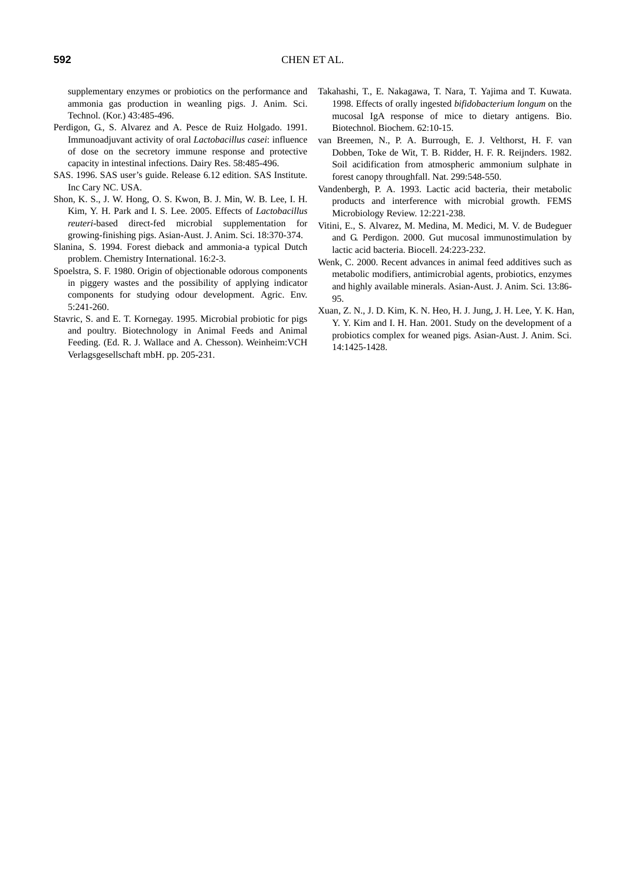supplementary enzymes or probiotics on the performance and ammonia gas production in weanling pigs. J. Anim. Sci. Technol. (Kor.) 43:485-496.

Perdigon, G., S. Alvarez and A. Pesce de Ruiz Holgado. 1991. Immunoadjuvant activity of oral *Lactobacillus casei*: influence of dose on the secretory immune response and protective capacity in intestinal infections. Dairy Res. 58:485-496.

SAS. 1996. SAS user's guide. Release 6.12 edition. SAS Institute. Inc Cary NC. USA.

Shon, K. S., J. W. Hong, O. S. Kwon, B. J. Min, W. B. Lee, I. H. Kim, Y. H. Park and I. S. Lee. 2005. Effects of *Lactobacillus reuteri*-based direct-fed microbial supplementation for growing-finishing pigs. Asian-Aust. J. Anim. Sci. 18:370-374.

Slanina, S. 1994. Forest dieback and ammonia-a typical Dutch problem. Chemistry International. 16:2-3.

Spoelstra, S. F. 1980. Origin of objectionable odorous components in piggery wastes and the possibility of applying indicator components for studying odour development. Agric. Env. 5:241-260.

Stavric, S. and E. T. Kornegay. 1995. Microbial probiotic for pigs and poultry. Biotechnology in Animal Feeds and Animal Feeding. (Ed. R. J. Wallace and A. Chesson). Weinheim:VCH Verlagsgesellschaft mbH. pp. 205-231.

Takahashi, T., E. Nakagawa, T. Nara, T. Yajima and T. Kuwata. 1998. Effects of orally ingested *bifidobacterium longum* on the mucosal IgA response of mice to dietary antigens. Bio. Biotechnol. Biochem. 62:10-15.

van Breemen, N., P. A. Burrough, E. J. Velthorst, H. F. van Dobben, Toke de Wit, T. B. Ridder, H. F. R. Reijnders. 1982. Soil acidification from atmospheric ammonium sulphate in forest canopy throughfall. Nat. 299:548-550.

Vandenbergh, P. A. 1993. Lactic acid bacteria, their metabolic products and interference with microbial growth. FEMS Microbiology Review. 12:221-238.

Vitini, E., S. Alvarez, M. Medina, M. Medici, M. V. de Budeguer and G. Perdigon. 2000. Gut mucosal immunostimulation by lactic acid bacteria. Biocell. 24:223-232.

Wenk, C. 2000. Recent advances in animal feed additives such as metabolic modifiers, antimicrobial agents, probiotics, enzymes and highly available minerals. Asian-Aust. J. Anim. Sci. 13:86-95.

Xuan, Z. N., J. D. Kim, K. N. Heo, H. J. Jung, J. H. Lee, Y. K. Han, Y. Y. Kim and I. H. Han. 2001. Study on the development of a probiotics complex for weaned pigs. Asian-Aust. J. Anim. Sci. 14:1425-1428.